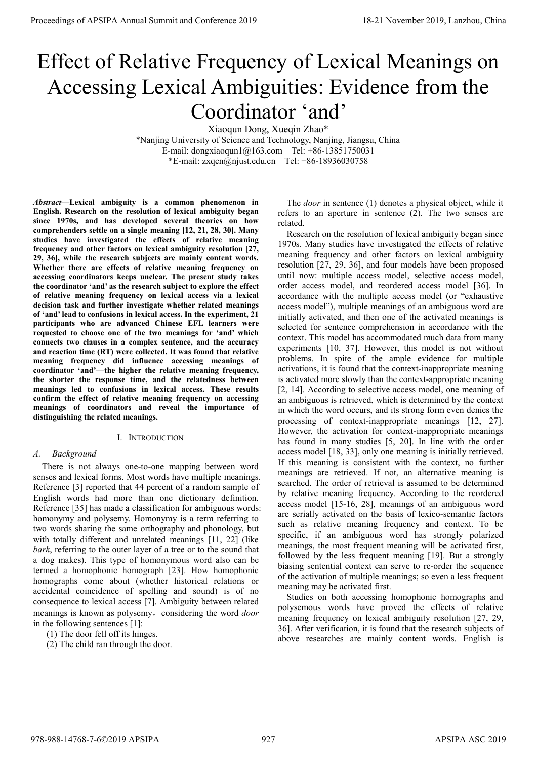# Effect of Relative Frequency of Lexical Meanings on Accessing Lexical Ambiguities: Evidence from the Coordinator 'and'

Xiaoqun Dong, Xueqin Zhao*

*Nanjing University of Science and Technology, Nanjing, Jiangsu, China

E-mail: dongxiaoqun1@163.com Tel: +86-13851750031

*E-mail: zxqcn@njust.edu.cn Tel: +86-18936030758

***Abstract*—Lexical ambiguity is a common phenomenon in English. Research on the resolution of lexical ambiguity began since 1970s, and has developed several theories on how comprehenders settle on a single meaning [12, 21, 28, 30]. Many studies have investigated the effects of relative meaning frequency and other factors on lexical ambiguity resolution [27, 29, 36], while the research subjects are mainly content words. Whether there are effects of relative meaning frequency on accessing coordinators keeps unclear. The present study takes the coordinator 'and' as the research subject to explore the effect of relative meaning frequency on lexical access via a lexical decision task and further investigate whether related meanings of 'and' lead to confusions in lexical access. In the experiment, 21 participants who are advanced Chinese EFL learners were requested to choose one of the two meanings for 'and' which connects two clauses in a complex sentence, and the accuracy and reaction time (RT) were collected. It was found that relative meaning frequency did influence accessing meanings of coordinator 'and'—the higher the relative meaning frequency, the shorter the response time, and the relatedness between meanings led to confusions in lexical access. These results confirm the effect of relative meaning frequency on accessing meanings of coordinators and reveal the importance of distinguishing the related meanings.**

## I. Introduction

### A. Background

There is not always one-to-one mapping between word senses and lexical forms. Most words have multiple meanings. Reference [3] reported that 44 percent of a random sample of English words had more than one dictionary definition. Reference [35] has made a classification for ambiguous words: homonymy and polysemy. Homonymy is a term referring to two words sharing the same orthography and phonology, but with totally different and unrelated meanings [11, 22] (like *bark*, referring to the outer layer of a tree or to the sound that a dog makes). This type of homonymous word also can be termed a homophonic homograph [23]. How homophonic homographs come about (whether historical relations or accidental coincidence of spelling and sound) is of no consequence to lexical access [7]. Ambiguity between related meanings is known as polysemy，considering the word *door* in the following sentences [1]:

(1) The door fell off its hinges.

(2) The child ran through the door.

The *door* in sentence (1) denotes a physical object, while it refers to an aperture in sentence (2). The two senses are related.

Research on the resolution of lexical ambiguity began since 1970s. Many studies have investigated the effects of relative meaning frequency and other factors on lexical ambiguity resolution [27, 29, 36], and four models have been proposed until now: multiple access model, selective access model, order access model, and reordered access model [36]. In accordance with the multiple access model (or "exhaustive access model"), multiple meanings of an ambiguous word are initially activated, and then one of the activated meanings is selected for sentence comprehension in accordance with the context. This model has accommodated much data from many experiments [10, 37]. However, this model is not without problems. In spite of the ample evidence for multiple activations, it is found that the context-inappropriate meaning is activated more slowly than the context-appropriate meaning [2, 14]. According to selective access model, one meaning of an ambiguous is retrieved, which is determined by the context in which the word occurs, and its strong form even denies the processing of context-inappropriate meanings [12, 27]. However, the activation for context-inappropriate meanings has found in many studies [5, 20]. In line with the order access model [18, 33], only one meaning is initially retrieved. If this meaning is consistent with the context, no further meanings are retrieved. If not, an alternative meaning is searched. The order of retrieval is assumed to be determined by relative meaning frequency. According to the reordered access model [15-16, 28], meanings of an ambiguous word are serially activated on the basis of lexico-semantic factors such as relative meaning frequency and context. To be specific, if an ambiguous word has strongly polarized meanings, the most frequent meaning will be activated first, followed by the less frequent meaning [19]. But a strongly biasing sentential context can serve to re-order the sequence of the activation of multiple meanings; so even a less frequent meaning may be activated first.

Studies on both accessing homophonic homographs and polysemous words have proved the effects of relative meaning frequency on lexical ambiguity resolution [27, 29, 36]. After verification, it is found that the research subjects of above researches are mainly content words. English is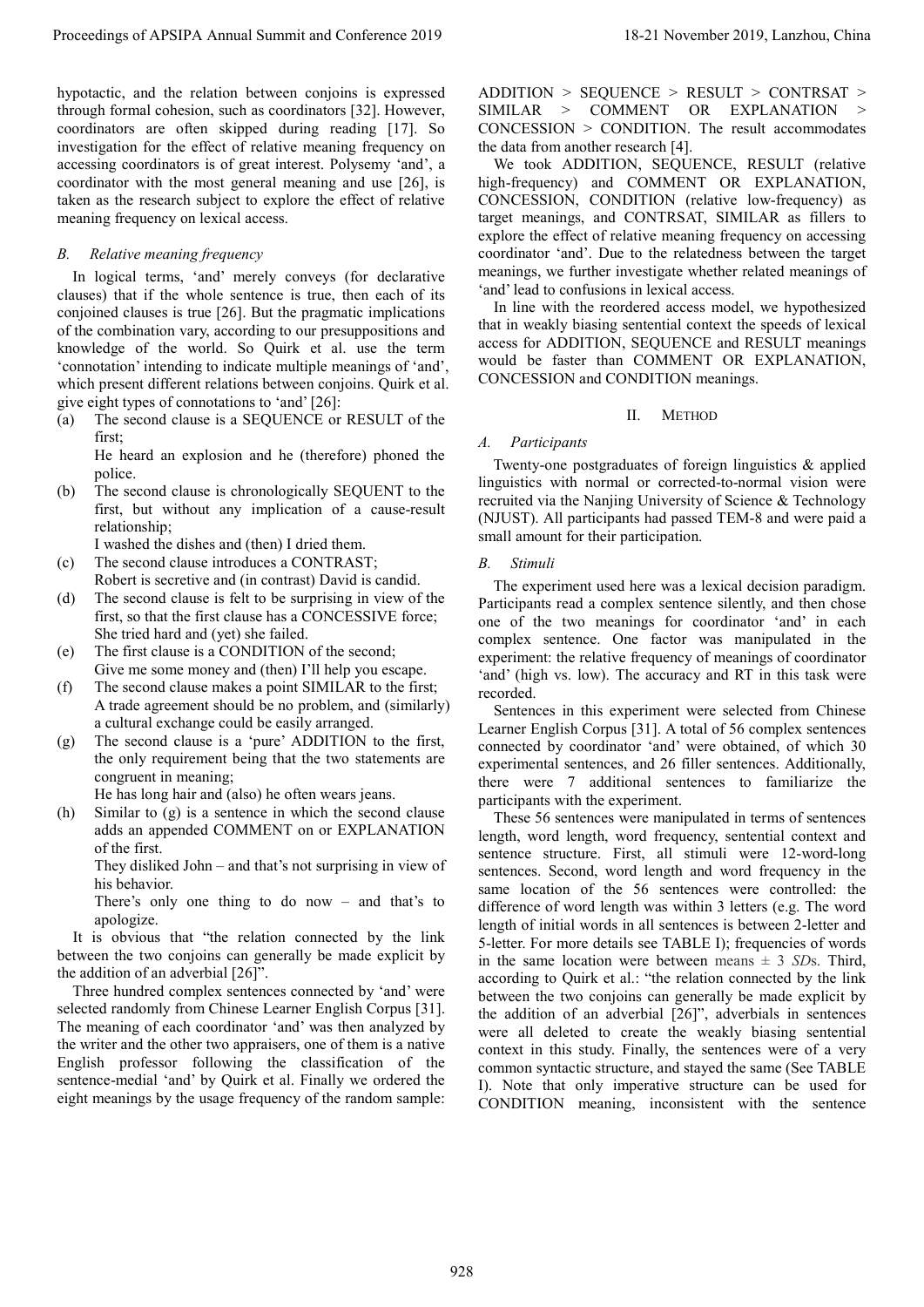hypotactic, and the relation between conjoins is expressed through formal cohesion, such as coordinators [32]. However, coordinators are often skipped during reading [17]. So investigation for the effect of relative meaning frequency on accessing coordinators is of great interest. Polysemy 'and', a coordinator with the most general meaning and use [26], is taken as the research subject to explore the effect of relative meaning frequency on lexical access.

### *B. Relative meaning frequency*

In logical terms, 'and' merely conveys (for declarative clauses) that if the whole sentence is true, then each of its conjoined clauses is true [26]. But the pragmatic implications of the combination vary, according to our presuppositions and knowledge of the world. So Quirk et al. use the term 'connotation' intending to indicate multiple meanings of 'and', which present different relations between conjoins. Quirk et al. give eight types of connotations to 'and' [26]:

(a) The second clause is a SEQUENCE or RESULT of the first;
He heard an explosion and he (therefore) phoned the police.

(b) The second clause is chronologically SEQUENT to the first, but without any implication of a cause-result relationship;
I washed the dishes and (then) I dried them.

(c) The second clause introduces a CONTRAST;
Robert is secretive and (in contrast) David is candid.

(d) The second clause is felt to be surprising in view of the first, so that the first clause has a CONCESSIVE force;
She tried hard and (yet) she failed.

(e) The first clause is a CONDITION of the second;
Give me some money and (then) I'll help you escape.

(f) The second clause makes a point SIMILAR to the first;
A trade agreement should be no problem, and (similarly) a cultural exchange could be easily arranged.

(g) The second clause is a 'pure' ADDITION to the first, the only requirement being that the two statements are congruent in meaning;
He has long hair and (also) he often wears jeans.

(h) Similar to (g) is a sentence in which the second clause adds an appended COMMENT on or EXPLANATION of the first.
They disliked John – and that's not surprising in view of his behavior.
There's only one thing to do now – and that's to apologize.

It is obvious that "the relation connected by the link between the two conjoins can generally be made explicit by the addition of an adverbial [26]".

Three hundred complex sentences connected by 'and' were selected randomly from Chinese Learner English Corpus [31]. The meaning of each coordinator 'and' was then analyzed by the writer and the other two appraisers, one of them is a native English professor following the classification of the sentence-medial 'and' by Quirk et al. Finally we ordered the eight meanings by the usage frequency of the random sample: ADDITION > SEQUENCE > RESULT > CONTRSAT > SIMILAR > COMMENT OR EXPLANATION > CONCESSION > CONDITION. The result accommodates the data from another research [4].

We took ADDITION, SEQUENCE, RESULT (relative high-frequency) and COMMENT OR EXPLANATION, CONCESSION, CONDITION (relative low-frequency) as target meanings, and CONTRSAT, SIMILAR as fillers to explore the effect of relative meaning frequency on accessing coordinator 'and'. Due to the relatedness between the target meanings, we further investigate whether related meanings of 'and' lead to confusions in lexical access.

In line with the reordered access model, we hypothesized that in weakly biasing sentential context the speeds of lexical access for ADDITION, SEQUENCE and RESULT meanings would be faster than COMMENT OR EXPLANATION, CONCESSION and CONDITION meanings.

## II. Method

### *A. Participants*

Twenty-one postgraduates of foreign linguistics & applied linguistics with normal or corrected-to-normal vision were recruited via the Nanjing University of Science & Technology (NJUST). All participants had passed TEM-8 and were paid a small amount for their participation.

### *B. Stimuli*

The experiment used here was a lexical decision paradigm. Participants read a complex sentence silently, and then chose one of the two meanings for coordinator 'and' in each complex sentence. One factor was manipulated in the experiment: the relative frequency of meanings of coordinator 'and' (high vs. low). The accuracy and RT in this task were recorded.

Sentences in this experiment were selected from Chinese Learner English Corpus [31]. A total of 56 complex sentences connected by coordinator 'and' were obtained, of which 30 experimental sentences, and 26 filler sentences. Additionally, there were 7 additional sentences to familiarize the participants with the experiment.

These 56 sentences were manipulated in terms of sentences length, word length, word frequency, sentential context and sentence structure. First, all stimuli were 12-word-long sentences. Second, word length and word frequency in the same location of the 56 sentences were controlled: the difference of word length was within 3 letters (e.g. The word length of initial words in all sentences is between 2-letter and 5-letter. For more details see TABLE I); frequencies of words in the same location were between means ± 3 *SD*s. Third, according to Quirk et al.: "the relation connected by the link between the two conjoins can generally be made explicit by the addition of an adverbial [26]", adverbials in sentences were all deleted to create the weakly biasing sentential context in this study. Finally, the sentences were of a very common syntactic structure, and stayed the same (See TABLE I). Note that only imperative structure can be used for CONDITION meaning, inconsistent with the sentence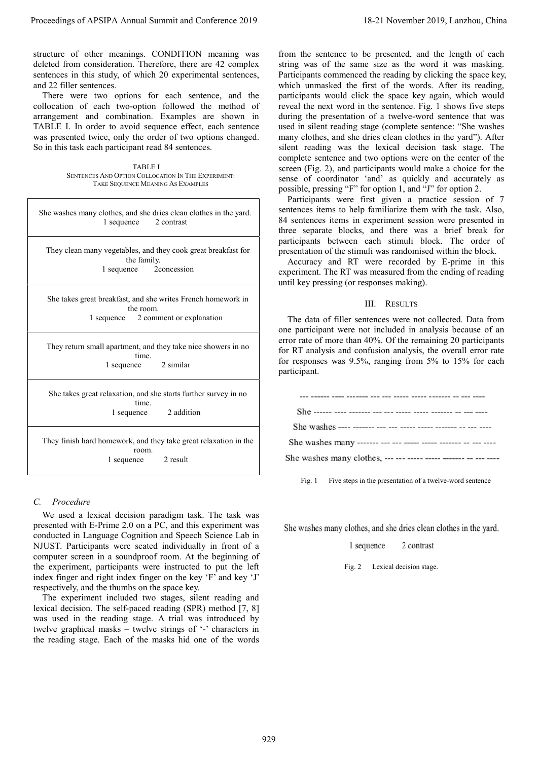structure of other meanings. CONDITION meaning was deleted from consideration. Therefore, there are 42 complex sentences in this study, of which 20 experimental sentences, and 22 filler sentences.

There were two options for each sentence, and the collocation of each two-option followed the method of arrangement and combination. Examples are shown in TABLE I. In order to avoid sequence effect, each sentence was presented twice, only the order of two options changed. So in this task each participant read 84 sentences.

TABLE I
SENTENCES AND OPTION COLLOCATION IN THE EXPERIMENT: TAKE SEQUENCE MEANING AS EXAMPLES

| |
|---|
| She washes many clothes, and she dries clean clothes in the yard.<br>1 sequence 2 contrast |
| They clean many vegetables, and they cook great breakfast for the family.<br>1 sequence 2concession |
| She takes great breakfast, and she writes French homework in the room.<br>1 sequence 2 comment or explanation |
| They return small apartment, and they take nice showers in no time.<br>1 sequence 2 similar |
| She takes great relaxation, and she starts further survey in no time.<br>1 sequence 2 addition |
| They finish hard homework, and they take great relaxation in the room.<br>1 sequence 2 result |

### *C. Procedure*

We used a lexical decision paradigm task. The task was presented with E-Prime 2.0 on a PC, and this experiment was conducted in Language Cognition and Speech Science Lab in NJUST. Participants were seated individually in front of a computer screen in a soundproof room. At the beginning of the experiment, participants were instructed to put the left index finger and right index finger on the key 'F' and key 'J' respectively, and the thumbs on the space key.

The experiment included two stages, silent reading and lexical decision. The self-paced reading (SPR) method [7, 8] was used in the reading stage. A trial was introduced by twelve graphical masks – twelve strings of '-' characters in the reading stage. Each of the masks hid one of the words from the sentence to be presented, and the length of each string was of the same size as the word it was masking. Participants commenced the reading by clicking the space key, which unmasked the first of the words. After its reading, participants would click the space key again, which would reveal the next word in the sentence. Fig. 1 shows five steps during the presentation of a twelve-word sentence that was used in silent reading stage (complete sentence: "She washes many clothes, and she dries clean clothes in the yard"). After silent reading was the lexical decision task stage. The complete sentence and two options were on the center of the screen (Fig. 2), and participants would make a choice for the sense of coordinator 'and' as quickly and accurately as possible, pressing "F" for option 1, and "J" for option 2.

Participants were first given a practice session of 7 sentences items to help familiarize them with the task. Also, 84 sentences items in experiment session were presented in three separate blocks, and there was a brief break for participants between each stimuli block. The order of presentation of the stimuli was randomised within the block.

Accuracy and RT were recorded by E-prime in this experiment. The RT was measured from the ending of reading until key pressing (or responses making).

## III. RESULTS

The data of filler sentences were not collected. Data from one participant were not included in analysis because of an error rate of more than 40%. Of the remaining 20 participants for RT analysis and confusion analysis, the overall error rate for responses was 9.5%, ranging from 5% to 15% for each participant.

```
--- ------ ---- ------- --- --- ----- ----- ------- -- --- ----
She ------ ---- ------- --- --- ----- ----- ------- -- --- ----
She washes ---- ------- --- --- ----- ----- ------- -- --- ----
She washes many ------- --- --- ----- ----- ------- -- --- ----
She washes many clothes, --- --- ----- ----- ------- -- --- ----
```

Fig. 1 Five steps in the presentation of a twelve-word sentence

She washes many clothes, and she dries clean clothes in the yard.

1 sequence 2 contrast

Fig. 2 Lexical decision stage.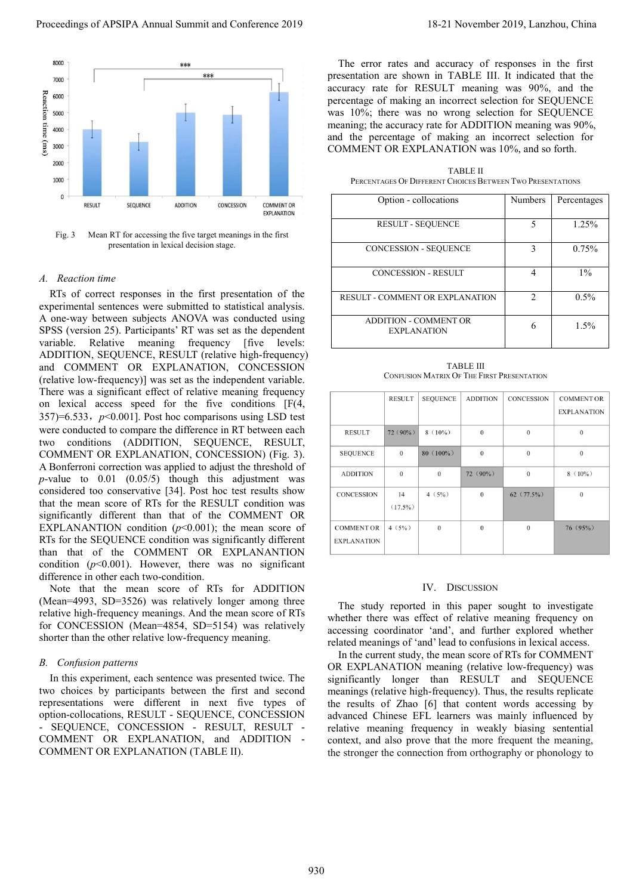Fig. 3 Mean RT for accessing the five target meanings in the first presentation in lexical decision stage.

### A. Reaction time

RTs of correct responses in the first presentation of the experimental sentences were submitted to statistical analysis. A one-way between subjects ANOVA was conducted using SPSS (version 25). Participants' RT was set as the dependent variable. Relative meaning frequency [five levels: ADDITION, SEQUENCE, RESULT (relative high-frequency) and COMMENT OR EXPLANATION, CONCESSION (relative low-frequency)] was set as the independent variable. There was a significant effect of relative meaning frequency on lexical access speed for the five conditions [$F(4, 357)=6.533$，$p<0.001$]. Post hoc comparisons using LSD test were conducted to compare the difference in RT between each two conditions (ADDITION, SEQUENCE, RESULT, COMMENT OR EXPLANATION, CONCESSION) (Fig. 3). A Bonferroni correction was applied to adjust the threshold of $p$-value to 0.01 (0.05/5) though this adjustment was considered too conservative [34]. Post hoc test results show that the mean score of RTs for the RESULT condition was significantly different than that of the COMMENT OR EXPLANANTION condition ($p<0.001$); the mean score of RTs for the SEQUENCE condition was significantly different than that of the COMMENT OR EXPLANATION condition ($p<0.001$). However, there was no significant difference in other each two-condition.

Note that the mean score of RTs for ADDITION (Mean=4993, SD=3526) was relatively longer among three relative high-frequency meanings. And the mean score of RTs for CONCESSION (Mean=4854, SD=5154) was relatively shorter than the other relative low-frequency meaning.

### B. Confusion patterns

In this experiment, each sentence was presented twice. The two choices by participants between the first and second representations were different in next five types of option-collocations, RESULT - SEQUENCE, CONCESSION - SEQUENCE, CONCESSION - RESULT, RESULT - COMMENT OR EXPLANATION, and ADDITION - COMMENT OR EXPLANATION (TABLE II).

The error rates and accuracy of responses in the first presentation are shown in TABLE III. It indicated that the accuracy rate for RESULT meaning was 90%, and the percentage of making an incorrect selection for SEQUENCE was 10%; there was no wrong selection for SEQUENCE meaning; the accuracy rate for ADDITION meaning was 90%, and the percentage of making an incorrect selection for COMMENT OR EXPLANATION was 10%, and so forth.

TABLE II
PERCENTAGES OF DIFFERENT CHOICES BETWEEN TWO PRESENTATIONS

| Option - collocations | Numbers | Percentages |
|---|---|---|
| RESULT - SEQUENCE | 5 | 1.25% |
| CONCESSION - SEQUENCE | 3 | 0.75% |
| CONCESSION - RESULT | 4 | 1% |
| RESULT - COMMENT OR EXPLANATION | 2 | 0.5% |
| ADDITION - COMMENT OR EXPLANATION | 6 | 1.5% |

TABLE III
CONFUSION MATRIX OF THE FIRST PRESENTATION

| | RESULT | SEQUENCE | ADDITION | CONCESSION | COMMENT OR EXPLANATION |
|---|---|---|---|---|---|
| RESULT | 72（90%） | 8（10%） | 0 | 0 | 0 |
| SEQUENCE | 0 | 80（100%） | 0 | 0 | 0 |
| ADDITION | 0 | 0 | 72（90%） | 0 | 8（10%） |
| CONCESSION | 14（17.5%） | 4（5%） | 0 | 62（77.5%） | 0 |
| COMMENT OR EXPLANATION | 4（5%） | 0 | 0 | 0 | 76（95%） |

## IV. DISCUSSION

The study reported in this paper sought to investigate whether there was effect of relative meaning frequency on accessing coordinator 'and', and further explored whether related meanings of 'and' lead to confusions in lexical access.

In the current study, the mean score of RTs for COMMENT OR EXPLANATION meaning (relative low-frequency) was significantly longer than RESULT and SEQUENCE meanings (relative high-frequency). Thus, the results replicate the results of Zhao [6] that content words accessing by advanced Chinese EFL learners was mainly influenced by relative meaning frequency in weakly biasing sentential context, and also prove that the more frequent the meaning, the stronger the connection from orthography or phonology to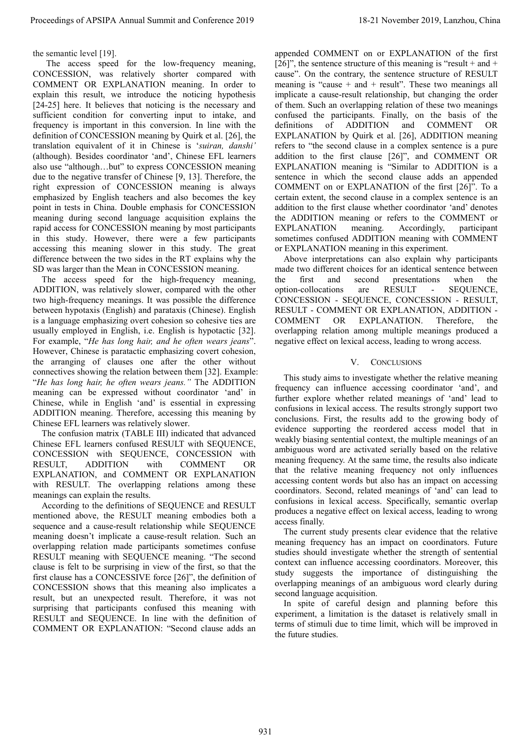the semantic level [19].

The access speed for the low-frequency meaning, CONCESSION, was relatively shorter compared with COMMENT OR EXPLANATION meaning. In order to explain this result, we introduce the noticing hypothesis [24-25] here. It believes that noticing is the necessary and sufficient condition for converting input to intake, and frequency is important in this conversion. In line with the definition of CONCESSION meaning by Quirk et al. [26], the translation equivalent of it in Chinese is '*suiran, danshi'* (although). Besides coordinator 'and', Chinese EFL learners also use "although…but" to express CONCESSION meaning due to the negative transfer of Chinese [9, 13]. Therefore, the right expression of CONCESSION meaning is always emphasized by English teachers and also becomes the key point in tests in China. Double emphasis for CONCESSION meaning during second language acquisition explains the rapid access for CONCESSION meaning by most participants in this study. However, there were a few participants accessing this meaning slower in this study. The great difference between the two sides in the RT explains why the SD was larger than the Mean in CONCESSION meaning.

The access speed for the high-frequency meaning, ADDITION, was relatively slower, compared with the other two high-frequency meanings. It was possible the difference between hypotaxis (English) and parataxis (Chinese). English is a language emphasizing overt cohesion so cohesive ties are usually employed in English, i.e. English is hypotactic [32]. For example, "*He has long hair, and he often wears jeans*". However, Chinese is paratactic emphasizing covert cohesion, the arranging of clauses one after the other without connectives showing the relation between them [32]. Example: "*He has long hair, he often wears jeans."* The ADDITION meaning can be expressed without coordinator 'and' in Chinese, while in English 'and' is essential in expressing ADDITION meaning. Therefore, accessing this meaning by Chinese EFL learners was relatively slower.

The confusion matrix (TABLE III) indicated that advanced Chinese EFL learners confused RESULT with SEQUENCE, CONCESSION with SEQUENCE, CONCESSION with RESULT, ADDITION with COMMENT OR EXPLANATION, and COMMENT OR EXPLANATION with RESULT. The overlapping relations among these meanings can explain the results.

According to the definitions of SEQUENCE and RESULT mentioned above, the RESULT meaning embodies both a sequence and a cause-result relationship while SEQUENCE meaning doesn't implicate a cause-result relation. Such an overlapping relation made participants sometimes confuse RESULT meaning with SEQUENCE meaning. "The second clause is felt to be surprising in view of the first, so that the first clause has a CONCESSIVE force [26]", the definition of CONCESSION shows that this meaning also implicates a result, but an unexpected result. Therefore, it was not surprising that participants confused this meaning with RESULT and SEQUENCE. In line with the definition of COMMENT OR EXPLANATION: "Second clause adds an appended COMMENT on or EXPLANATION of the first [26]", the sentence structure of this meaning is "result + and + cause". On the contrary, the sentence structure of RESULT meaning is "cause + and + result". These two meanings all implicate a cause-result relationship, but changing the order of them. Such an overlapping relation of these two meanings confused the participants. Finally, on the basis of the definitions of ADDITION and COMMENT OR EXPLANATION by Quirk et al. [26], ADDITION meaning refers to "the second clause in a complex sentence is a pure addition to the first clause [26]", and COMMENT OR EXPLANATION meaning is "Similar to ADDITION is a sentence in which the second clause adds an appended COMMENT on or EXPLANATION of the first [26]". To a certain extent, the second clause in a complex sentence is an addition to the first clause whether coordinator 'and' denotes the ADDITION meaning or refers to the COMMENT or EXPLANATION meaning. Accordingly, participant sometimes confused ADDITION meaning with COMMENT or EXPLANATION meaning in this experiment.

Above interpretations can also explain why participants made two different choices for an identical sentence between the first and second presentations when the option-collocations are RESULT - SEQUENCE, CONCESSION - SEQUENCE, CONCESSION - RESULT, RESULT - COMMENT OR EXPLANATION, ADDITION - COMMENT OR EXPLANATION. Therefore, the overlapping relation among multiple meanings produced a negative effect on lexical access, leading to wrong access.

## V. Conclusions

This study aims to investigate whether the relative meaning frequency can influence accessing coordinator 'and', and further explore whether related meanings of 'and' lead to confusions in lexical access. The results strongly support two conclusions. First, the results add to the growing body of evidence supporting the reordered access model that in weakly biasing sentential context, the multiple meanings of an ambiguous word are activated serially based on the relative meaning frequency. At the same time, the results also indicate that the relative meaning frequency not only influences accessing content words but also has an impact on accessing coordinators. Second, related meanings of 'and' can lead to confusions in lexical access. Specifically, semantic overlap produces a negative effect on lexical access, leading to wrong access finally.

The current study presents clear evidence that the relative meaning frequency has an impact on coordinators. Future studies should investigate whether the strength of sentential context can influence accessing coordinators. Moreover, this study suggests the importance of distinguishing the overlapping meanings of an ambiguous word clearly during second language acquisition.

In spite of careful design and planning before this experiment, a limitation is the dataset is relatively small in terms of stimuli due to time limit, which will be improved in the future studies.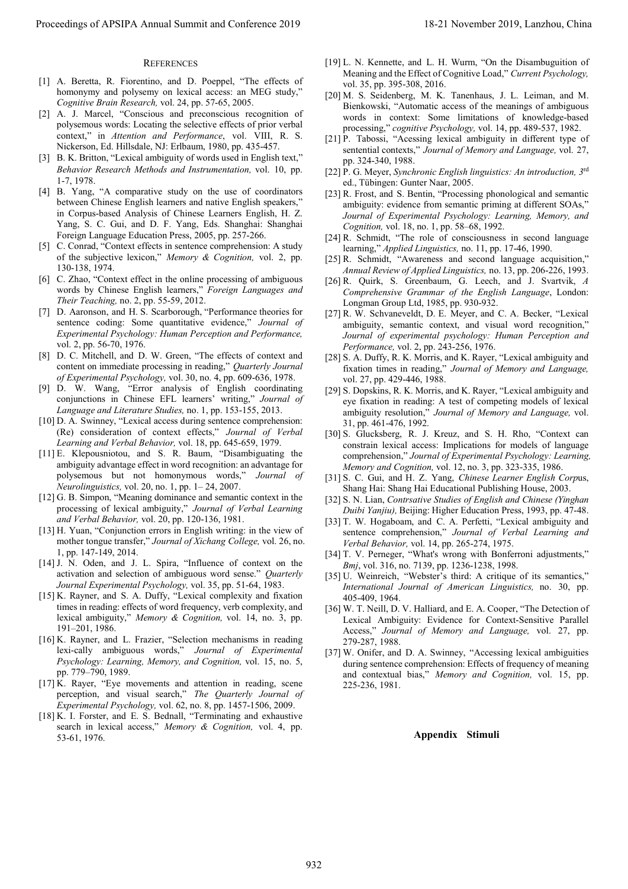## References

[1] A. Beretta, R. Fiorentino, and D. Poeppel, "The effects of homonymy and polysemy on lexical access: an MEG study," *Cognitive Brain Research,* vol. 24, pp. 57-65, 2005.

[2] A. J. Marcel, "Conscious and preconscious recognition of polysemous words: Locating the selective effects of prior verbal context," in *Attention and Performance*, vol. VIII, R. S. Nickerson, Ed. Hillsdale, NJ: Erlbaum, 1980, pp. 435-457.

[3] B. K. Britton, "Lexical ambiguity of words used in English text," *Behavior Research Methods and Instrumentation,* vol. 10, pp. 1-7, 1978.

[4] B. Yang, "A comparative study on the use of coordinators between Chinese English learners and native English speakers," in Corpus-based Analysis of Chinese Learners English, H. Z. Yang, S. C. Gui, and D. F. Yang, Eds. Shanghai: Shanghai Foreign Language Education Press, 2005, pp. 257-266.

[5] C. Conrad, "Context effects in sentence comprehension: A study of the subjective lexicon," *Memory & Cognition,* vol. 2, pp. 130-138, 1974.

[6] C. Zhao, "Context effect in the online processing of ambiguous words by Chinese English learners," *Foreign Languages and Their Teaching,* no. 2, pp. 55-59, 2012.

[7] D. Aaronson, and H. S. Scarborough, "Performance theories for sentence coding: Some quantitative evidence," *Journal of Experimental Psychology: Human Perception and Performance,* vol. 2, pp. 56-70, 1976.

[8] D. C. Mitchell, and D. W. Green, "The effects of context and content on immediate processing in reading," *Quarterly Journal of Experimental Psychology,* vol. 30, no. 4, pp. 609-636, 1978.

[9] D. W. Wang, "Error analysis of English coordinating conjunctions in Chinese EFL learners' writing," *Journal of Language and Literature Studies,* no. 1, pp. 153-155, 2013.

[10] D. A. Swinney, "Lexical access during sentence comprehension: (Re) consideration of context effects," *Journal of Verbal Learning and Verbal Behavior,* vol. 18, pp. 645-659, 1979.

[11] E. Klepousniotou, and S. R. Baum, "Disambiguating the ambiguity advantage effect in word recognition: an advantage for polysemous but not homonymous words," *Journal of Neurolinguistics,* vol. 20, no. 1, pp. 1– 24, 2007.

[12] G. B. Simpon, "Meaning dominance and semantic context in the processing of lexical ambiguity," *Journal of Verbal Learning and Verbal Behavior,* vol. 20, pp. 120-136, 1981.

[13] H. Yuan, "Conjunction errors in English writing: in the view of mother tongue transfer," *Journal of Xichang College,* vol. 26, no. 1, pp. 147-149, 2014.

[14] J. N. Oden, and J. L. Spira, "Influence of context on the activation and selection of ambiguous word sense." *Quarterly Journal Experimental Psychology,* vol. 35, pp. 51-64, 1983.

[15] K. Rayner, and S. A. Duffy, "Lexical complexity and fixation times in reading: effects of word frequency, verb complexity, and lexical ambiguity," *Memory & Cognition,* vol. 14, no. 3, pp. 191–201, 1986.

[16] K. Rayner, and L. Frazier, "Selection mechanisms in reading lexi-cally ambiguous words," *Journal of Experimental Psychology: Learning, Memory, and Cognition,* vol. 15, no. 5, pp. 779–790, 1989.

[17] K. Rayer, "Eye movements and attention in reading, scene perception, and visual search," *The Quarterly Journal of Experimental Psychology,* vol. 62, no. 8, pp. 1457-1506, 2009.

[18] K. I. Forster, and E. S. Bednall, "Terminating and exhaustive search in lexical access," *Memory & Cognition,* vol. 4, pp. 53-61, 1976.

[19] L. N. Kennette, and L. H. Wurm, "On the Disambuguition of Meaning and the Effect of Cognitive Load," *Current Psychology,* vol. 35, pp. 395-308, 2016.

[20] M. S. Seidenberg, M. K. Tanenhaus, J. L. Leiman, and M. Bienkowski, "Automatic access of the meanings of ambiguous words in context: Some limitations of knowledge-based processing," *cognitive Psychology,* vol. 14, pp. 489-537, 1982.

[21] P. Tabossi, "Acessing lexical ambiguity in different type of sentential contexts," *Journal of Memory and Language,* vol. 27, pp. 324-340, 1988.

[22] P. G. Meyer, *Synchronic English linguistics: An introduction, 3*rd ed., Tübingen: Gunter Naar, 2005.

[23] R. Frost, and S. Bentin, "Processing phonological and semantic ambiguity: evidence from semantic priming at different SOAs," *Journal of Experimental Psychology: Learning, Memory, and Cognition,* vol. 18, no. 1, pp. 58–68, 1992.

[24] R. Schmidt, "The role of consciousness in second language learning," *Applied Linguistics,* no. 11, pp. 17-46, 1990.

[25] R. Schmidt, "Awareness and second language acquisition," *Annual Review of Applied Linguistics,* no. 13, pp. 206-226, 1993.

[26] R. Quirk, S. Greenbaum, G. Leech, and J. Svartvik, *A Comprehensive Grammar of the English Language*, London: Longman Group Ltd, 1985, pp. 930-932.

[27] R. W. Schvaneveldt, D. E. Meyer, and C. A. Becker, "Lexical ambiguity, semantic context, and visual word recognition," *Journal of experimental psychology: Human Perception and Performance,* vol. 2, pp. 243-256, 1976.

[28] S. A. Duffy, R. K. Morris, and K. Rayer, "Lexical ambiguity and fixation times in reading," *Journal of Memory and Language,* vol. 27, pp. 429-446, 1988.

[29] S. Dopskins, R. K. Morris, and K. Rayer, "Lexical ambiguity and eye fixation in reading: A test of competing models of lexical ambiguity resolution," *Journal of Memory and Language,* vol. 31, pp. 461-476, 1992.

[30] S. Glucksberg, R. J. Kreuz, and S. H. Rho, "Context can constrain lexical access: Implications for models of language comprehension," *Journal of Experimental Psychology: Learning, Memory and Cognition,* vol. 12, no. 3, pp. 323-335, 1986.

[31] S. C. Gui, and H. Z. Yang, *Chinese Learner English Corp*us, Shang Hai: Shang Hai Educational Publishing House, 2003.

[32] S. N. Lian, *Contrsative Studies of English and Chinese (Yinghan Duibi Yanjiu),* Beijing: Higher Education Press, 1993, pp. 47-48.

[33] T. W. Hogaboam, and C. A. Perfetti, "Lexical ambiguity and sentence comprehension," *Journal of Verbal Learning and Verbal Behavior,* vol. 14, pp. 265-274, 1975.

[34] T. V. Perneger, "What's wrong with Bonferroni adjustments," *Bmj*, vol. 316, no. 7139, pp. 1236-1238, 1998.

[35] U. Weinreich, "Webster's third: A critique of its semantics," *International Journal of American Linguistics,* no. 30, pp. 405-409, 1964.

[36] W. T. Neill, D. V. Halliard, and E. A. Cooper, "The Detection of Lexical Ambiguity: Evidence for Context-Sensitive Parallel Access," *Journal of Memory and Language,* vol. 27, pp. 279-287, 1988.

[37] W. Onifer, and D. A. Swinney, "Accessing lexical ambiguities during sentence comprehension: Effects of frequency of meaning and contextual bias," *Memory and Cognition,* vol. 15, pp. 225-236, 1981.

## Appendix Stimuli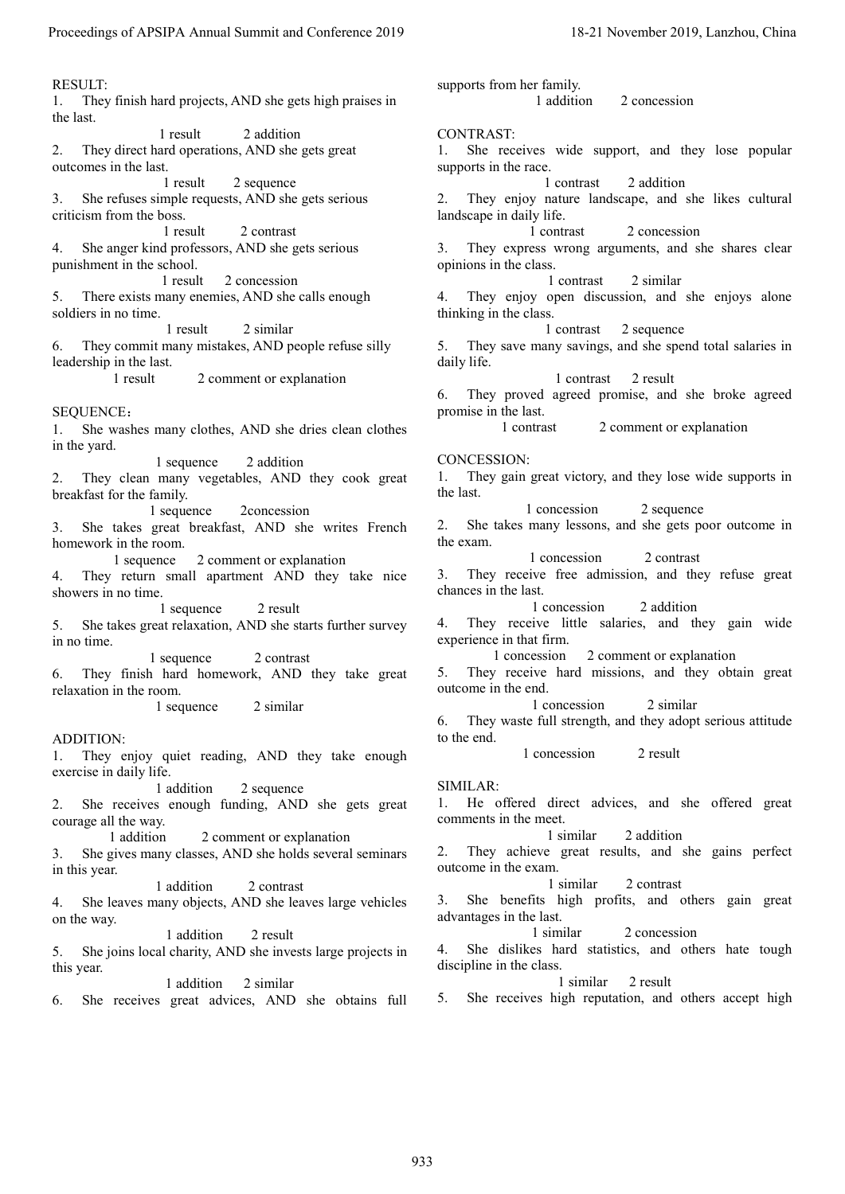RESULT:

1. They finish hard projects, AND she gets high praises in the last.

   1 result 2 addition

2. They direct hard operations, AND she gets great outcomes in the last.

   1 result 2 sequence

3. She refuses simple requests, AND she gets serious criticism from the boss.

   1 result 2 contrast

4. She anger kind professors, AND she gets serious punishment in the school.

   1 result 2 concession

5. There exists many enemies, AND she calls enough soldiers in no time.

   1 result 2 similar

6. They commit many mistakes, AND people refuse silly leadership in the last.

   1 result 2 comment or explanation

SEQUENCE：

1. She washes many clothes, AND she dries clean clothes in the yard.

   1 sequence 2 addition

2. They clean many vegetables, AND they cook great breakfast for the family.

   1 sequence 2concession

3. She takes great breakfast, AND she writes French homework in the room.

   1 sequence 2 comment or explanation

4. They return small apartment AND they take nice showers in no time.

   1 sequence 2 result

5. She takes great relaxation, AND she starts further survey in no time.

   1 sequence 2 contrast

6. They finish hard homework, AND they take great relaxation in the room.

   1 sequence 2 similar

ADDITION:

1. They enjoy quiet reading, AND they take enough exercise in daily life.

   1 addition 2 sequence

2. She receives enough funding, AND she gets great courage all the way.

   1 addition 2 comment or explanation

3. She gives many classes, AND she holds several seminars in this year.

   1 addition 2 contrast

4. She leaves many objects, AND she leaves large vehicles on the way.

   1 addition 2 result

5. She joins local charity, AND she invests large projects in this year.

   1 addition 2 similar

6. She receives great advices, AND she obtains full supports from her family.

   1 addition 2 concession

CONTRAST:

1. She receives wide support, and they lose popular supports in the race.

   1 contrast 2 addition

2. They enjoy nature landscape, and she likes cultural landscape in daily life.

   1 contrast 2 concession

3. They express wrong arguments, and she shares clear opinions in the class.

   1 contrast 2 similar

4. They enjoy open discussion, and she enjoys alone thinking in the class.

   1 contrast 2 sequence

5. They save many savings, and she spend total salaries in daily life.

   1 contrast 2 result

6. They proved agreed promise, and she broke agreed promise in the last.

   1 contrast 2 comment or explanation

CONCESSION:

1. They gain great victory, and they lose wide supports in the last.

   1 concession 2 sequence

2. She takes many lessons, and she gets poor outcome in the exam.

   1 concession 2 contrast

3. They receive free admission, and they refuse great chances in the last.

   1 concession 2 addition

4. They receive little salaries, and they gain wide experience in that firm.

   1 concession 2 comment or explanation

5. They receive hard missions, and they obtain great outcome in the end.

   1 concession 2 similar

6. They waste full strength, and they adopt serious attitude to the end.

   1 concession 2 result

SIMILAR:

1. He offered direct advices, and she offered great comments in the meet.

   1 similar 2 addition

2. They achieve great results, and she gains perfect outcome in the exam.

   1 similar 2 contrast

3. She benefits high profits, and others gain great advantages in the last.

   1 similar 2 concession

4. She dislikes hard statistics, and others hate tough discipline in the class.

   1 similar 2 result

5. She receives high reputation, and others accept high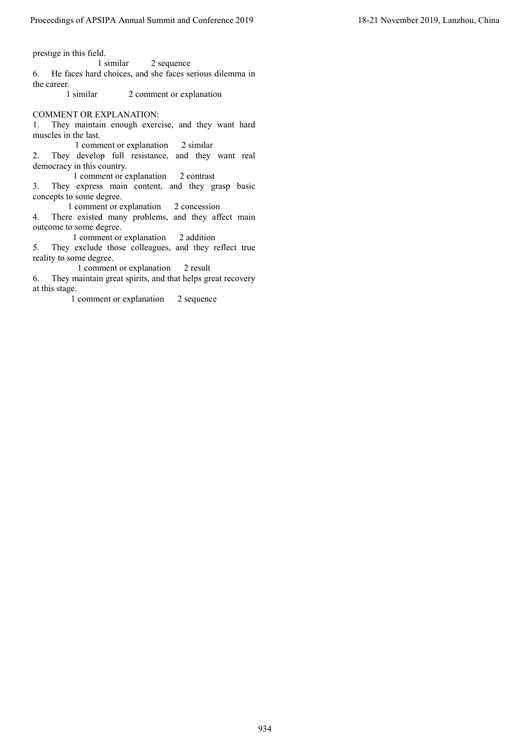prestige in this field.

1 similar 2 sequence

6. He faces hard choices, and she faces serious dilemma in the career.

1 similar 2 comment or explanation

COMMENT OR EXPLANATION:

1. They maintain enough exercise, and they want hard muscles in the last.

1 comment or explanation 2 similar

2. They develop full resistance, and they want real democracy in this country.

1 comment or explanation 2 contrast

3. They express main content, and they grasp basic concepts to some degree.

1 comment or explanation 2 concession

4. There existed many problems, and they affect main outcome to some degree.

1 comment or explanation 2 addition

5. They exclude those colleagues, and they reflect true reality to some degree.

1 comment or explanation 2 result

6. They maintain great spirits, and that helps great recovery at this stage.

1 comment or explanation 2 sequence